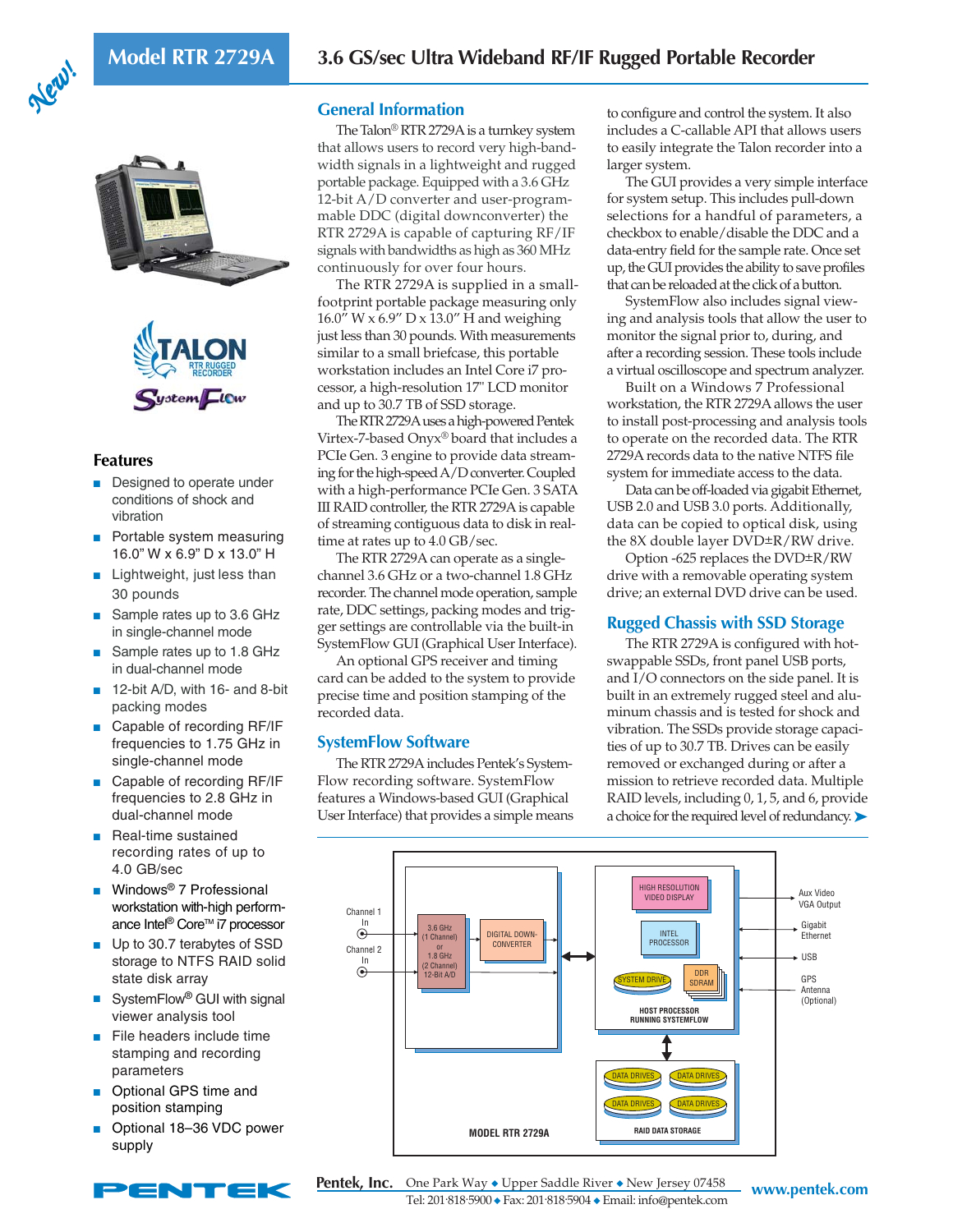# Model RTR 2729A

## 3.6 GS/sec Ultra Wideband RF/IF Rugged Portable Recorder

New!

### Features

- Designed to operate under conditions of shock and vibration
- Portable system measuring 16.0" W x 6.9" D x 13.0" H
- Lightweight, just less than 30 pounds
- Sample rates up to 3.6 GHz in single-channel mode
- Sample rates up to 1.8 GHz in dual-channel mode
- 12-bit A/D, with 16- and 8-bit packing modes
- Capable of recording RF/IF frequencies to 1.75 GHz in single-channel mode
- Capable of recording RF/IF frequencies to 2.8 GHz in dual-channel mode
- Real-time sustained recording rates of up to 4.0 GB/sec
- Windows® 7 Professional workstation with-high performance Intel® Core™ i7 processor
- Up to 30.7 terabytes of SSD storage to NTFS RAID solid state disk array
- SystemFlow® GUI with signal viewer analysis tool
- File headers include time stamping and recording parameters
- Optional GPS time and position stamping
- Optional 18–36 VDC power supply

### General Information

The Talon® RTR 2729A is a turnkey system that allows users to record very high-bandwidth signals in a lightweight and rugged portable package. Equipped with a 3.6 GHz 12-bit A/D converter and user-programmable DDC (digital downconverter) the RTR 2729A is capable of capturing RF/IF signals with bandwidths as high as 360 MHz continuously for over four hours.

The RTR 2729A is supplied in a small-footprint portable package measuring only 16.0" W x 6.9" D x 13.0" H and weighing just less than 30 pounds. With measurements similar to a small briefcase, this portable workstation includes an Intel Core i7 processor, a high-resolution 17" LCD monitor and up to 30.7 TB of SSD storage.

The RTR 2729A uses a high-powered Pentek Virtex-7-based Onyx® board that includes a PCIe Gen. 3 engine to provide data streaming for the high-speed A/D converter. Coupled with a high-performance PCIe Gen. 3 SATA III RAID controller, the RTR 2729A is capable of streaming contiguous data to disk in real-time at rates up to 4.0 GB/sec.

The RTR 2729A can operate as a single-channel 3.6 GHz or a two-channel 1.8 GHz recorder. The channel mode operation, sample rate, DDC settings, packing modes and trigger settings are controllable via the built-in SystemFlow GUI (Graphical User Interface).

An optional GPS receiver and timing card can be added to the system to provide precise time and position stamping of the recorded data.

### SystemFlow Software

The RTR 2729A includes Pentek's SystemFlow recording software. SystemFlow features a Windows-based GUI (Graphical User Interface) that provides a simple means to configure and control the system. It also includes a C-callable API that allows users to easily integrate the Talon recorder into a larger system.

The GUI provides a very simple interface for system setup. This includes pull-down selections for a handful of parameters, a checkbox to enable/disable the DDC and a data-entry field for the sample rate. Once set up, the GUI provides the ability to save profiles that can be reloaded at the click of a button.

SystemFlow also includes signal viewing and analysis tools that allow the user to monitor the signal prior to, during, and after a recording session. These tools include a virtual oscilloscope and spectrum analyzer.

Built on a Windows 7 Professional workstation, the RTR 2729A allows the user to install post-processing and analysis tools to operate on the recorded data. The RTR 2729A records data to the native NTFS file system for immediate access to the data.

Data can be off-loaded via gigabit Ethernet, USB 2.0 and USB 3.0 ports. Additionally, data can be copied to optical disk, using the 8X double layer DVD±R/RW drive.

Option -625 replaces the DVD±R/RW drive with a removable operating system drive; an external DVD drive can be used.

### Rugged Chassis with SSD Storage

The RTR 2729A is configured with hot-swappable SSDs, front panel USB ports, and I/O connectors on the side panel. It is built in an extremely rugged steel and aluminum chassis and is tested for shock and vibration. The SSDs provide storage capacities of up to 30.7 TB. Drives can be easily removed or exchanged during or after a mission to retrieve recorded data. Multiple RAID levels, including 0, 1, 5, and 6, provide a choice for the required level of redundancy. ➤

Channel 1 In
Channel 2 In
3.6 GHz (1 Channel) or 1.8 GHz (2 Channel) 12-Bit A/D
DIGITAL DOWN-CONVERTER
HIGH RESOLUTION VIDEO DISPLAY
INTEL PROCESSOR
SYSTEM DRIVE
DDR SDRAM
HOST PROCESSOR RUNNING SYSTEMFLOW
DATA DRIVES
RAID DATA STORAGE
MODEL RTR 2729A
Aux Video VGA Output
Gigabit Ethernet
USB
GPS Antenna (Optional)

Pentek, Inc. One Park Way ◆ Upper Saddle River ◆ New Jersey 07458
Tel: 201·818·5900 ◆ Fax: 201·818·5904 ◆ Email: info@pentek.com
www.pentek.com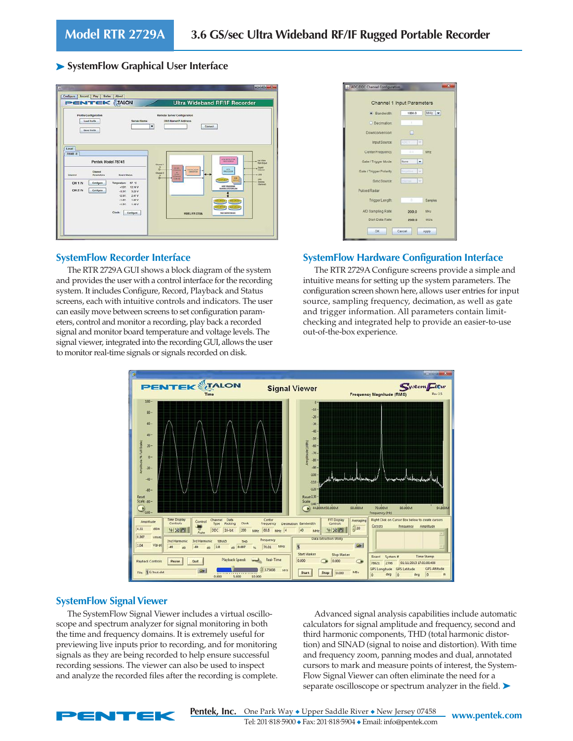## SystemFlow Graphical User Interface

### SystemFlow Recorder Interface

The RTR 2729A GUI shows a block diagram of the system and provides the user with a control interface for the recording system. It includes Configure, Record, Playback and Status screens, each with intuitive controls and indicators. The user can easily move between screens to set configuration parameters, control and monitor a recording, play back a recorded signal and monitor board temperature and voltage levels. The signal viewer, integrated into the recording GUI, allows the user to monitor real-time signals or signals recorded on disk.

### SystemFlow Hardware Configuration Interface

The RTR 2729A Configure screens provide a simple and intuitive means for setting up the system parameters. The configuration screen shown here, allows user entries for input source, sampling frequency, decimation, as well as gate and trigger information. All parameters contain limit-checking and integrated help to provide an easier-to-use out-of-the-box experience.

### SystemFlow Signal Viewer

The SystemFlow Signal Viewer includes a virtual oscilloscope and spectrum analyzer for signal monitoring in both the time and frequency domains. It is extremely useful for previewing live inputs prior to recording, and for monitoring signals as they are being recorded to help ensure successful recording sessions. The viewer can also be used to inspect and analyze the recorded files after the recording is complete.

Advanced signal analysis capabilities include automatic calculators for signal amplitude and frequency, second and third harmonic components, THD (total harmonic distortion) and SINAD (signal to noise and distortion). With time and frequency zoom, panning modes and dual, annotated cursors to mark and measure points of interest, the SystemFlow Signal Viewer can often eliminate the need for a separate oscilloscope or spectrum analyzer in the field.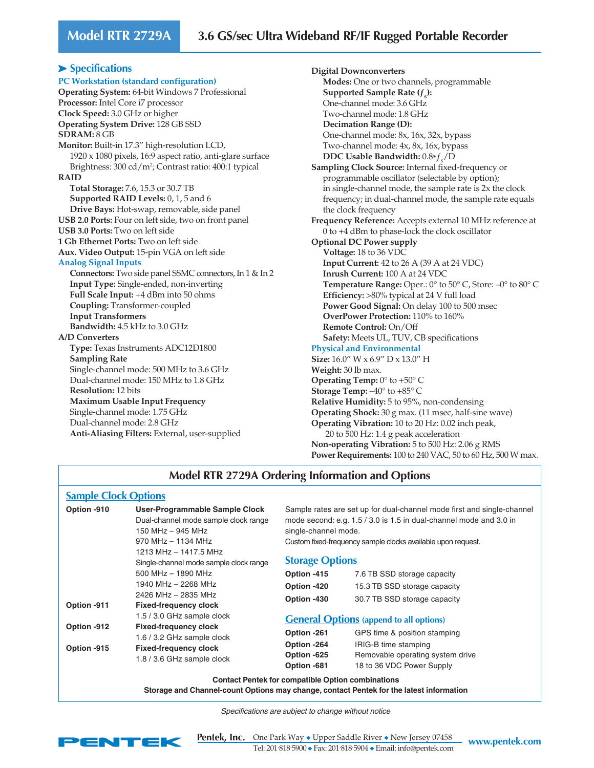# Model RTR 2729A — 3.6 GS/sec Ultra Wideband RF/IF Rugged Portable Recorder

## ➤ Specifications

### PC Workstation (standard configuration)

**Operating System:** 64-bit Windows 7 Professional
**Processor:** Intel Core i7 processor
**Clock Speed:** 3.0 GHz or higher
**Operating System Drive:** 128 GB SSD
**SDRAM:** 8 GB
**Monitor:** Built-in 17.3" high-resolution LCD, 1920 x 1080 pixels, 16:9 aspect ratio, anti-glare surface Brightness: 300 cd/m$^2$; Contrast ratio: 400:1 typical

**RAID**
- **Total Storage:** 7.6, 15.3 or 30.7 TB
- **Supported RAID Levels:** 0, 1, 5 and 6
- **Drive Bays:** Hot-swap, removable, side panel

**USB 2.0 Ports:** Four on left side, two on front panel
**USB 3.0 Ports:** Two on left side
**1 Gb Ethernet Ports:** Two on left side
**Aux. Video Output:** 15-pin VGA on left side

### Analog Signal Inputs

- **Connectors:** Two side panel SSMC connectors, In 1 & In 2
- **Input Type:** Single-ended, non-inverting
- **Full Scale Input:** +4 dBm into 50 ohms
- **Coupling:** Transformer-coupled
- **Input Transformers**
- **Bandwidth:** 4.5 kHz to 3.0 GHz

**A/D Converters**
- **Type:** Texas Instruments ADC12D1800
- **Sampling Rate**
  - Single-channel mode: 500 MHz to 3.6 GHz
  - Dual-channel mode: 150 MHz to 1.8 GHz
- **Resolution:** 12 bits
- **Maximum Usable Input Frequency**
  - Single-channel mode: 1.75 GHz
  - Dual-channel mode: 2.8 GHz
- **Anti-Aliasing Filters:** External, user-supplied

**Digital Downconverters**
- **Modes:** One or two channels, programmable
- **Supported Sample Rate ($f_s$):**
  - One-channel mode: 3.6 GHz
  - Two-channel mode: 1.8 GHz
- **Decimation Range (D):**
  - One-channel mode: 8x, 16x, 32x, bypass
  - Two-channel mode: 4x, 8x, 16x, bypass
- **DDC Usable Bandwidth:** $0.8 * f_s / D$

**Sampling Clock Source:** Internal fixed-frequency or programmable oscillator (selectable by option); in single-channel mode, the sample rate is 2x the clock frequency; in dual-channel mode, the sample rate equals the clock frequency

**Frequency Reference:** Accepts external 10 MHz reference at 0 to +4 dBm to phase-lock the clock oscillator

**Optional DC Power supply**
- **Voltage:** 18 to 36 VDC
- **Input Current:** 42 to 26 A (39 A at 24 VDC)
- **Inrush Current:** 100 A at 24 VDC
- **Temperature Range:** Oper.: 0° to 50° C, Store: –0° to 80° C
- **Efficiency:** >80% typical at 24 V full load
- **Power Good Signal:** On delay 100 to 500 msec
- **OverPower Protection:** 110% to 160%
- **Remote Control:** On/Off
- **Safety:** Meets UL, TUV, CB specifications

### Physical and Environmental

**Size:** 16.0" W x 6.9" D x 13.0" H
**Weight:** 30 lb max.
**Operating Temp:** 0° to +50° C
**Storage Temp:** –40° to +85° C
**Relative Humidity:** 5 to 95%, non-condensing
**Operating Shock:** 30 g max. (11 msec, half-sine wave)
**Operating Vibration:** 10 to 20 Hz: 0.02 inch peak, 20 to 500 Hz: 1.4 g peak acceleration
**Non-operating Vibration:** 5 to 500 Hz: 2.06 g RMS
**Power Requirements:** 100 to 240 VAC, 50 to 60 Hz, 500 W max.

## Model RTR 2729A Ordering Information and Options

### Sample Clock Options

| | |
|---|---|
| Option -910 | **User-Programmable Sample Clock**<br>Dual-channel mode sample clock range<br>150 MHz – 945 MHz<br>970 MHz – 1134 MHz<br>1213 MHz – 1417.5 MHz<br>Single-channel mode sample clock range<br>500 MHz – 1890 MHz<br>1940 MHz – 2268 MHz<br>2426 MHz – 2835 MHz |
| Option -911 | **Fixed-frequency clock**<br>1.5 / 3.0 GHz sample clock |
| Option -912 | **Fixed-frequency clock**<br>1.6 / 3.2 GHz sample clock |
| Option -915 | **Fixed-frequency clock**<br>1.8 / 3.6 GHz sample clock |

Sample rates are set up for dual-channel mode first and single-channel mode second: e.g. 1.5 / 3.0 is 1.5 in dual-channel mode and 3.0 in single-channel mode.
Custom fixed-frequency sample clocks available upon request.

### Storage Options

| | |
|---|---|
| Option -415 | 7.6 TB SSD storage capacity |
| Option -420 | 15.3 TB SSD storage capacity |
| Option -430 | 30.7 TB SSD storage capacity |

### General Options (append to all options)

| | |
|---|---|
| Option -261 | GPS time & position stamping |
| Option -264 | IRIG-B time stamping |
| Option -625 | Removable operating system drive |
| Option -681 | 18 to 36 VDC Power Supply |

**Contact Pentek for compatible Option combinations**
**Storage and Channel-count Options may change, contact Pentek for the latest information**

*Specifications are subject to change without notice*

**Pentek, Inc.** One Park Way ◆ Upper Saddle River ◆ New Jersey 07458
Tel: 201·818·5900 ◆ Fax: 201·818·5904 ◆ Email: info@pentek.com
www.pentek.com